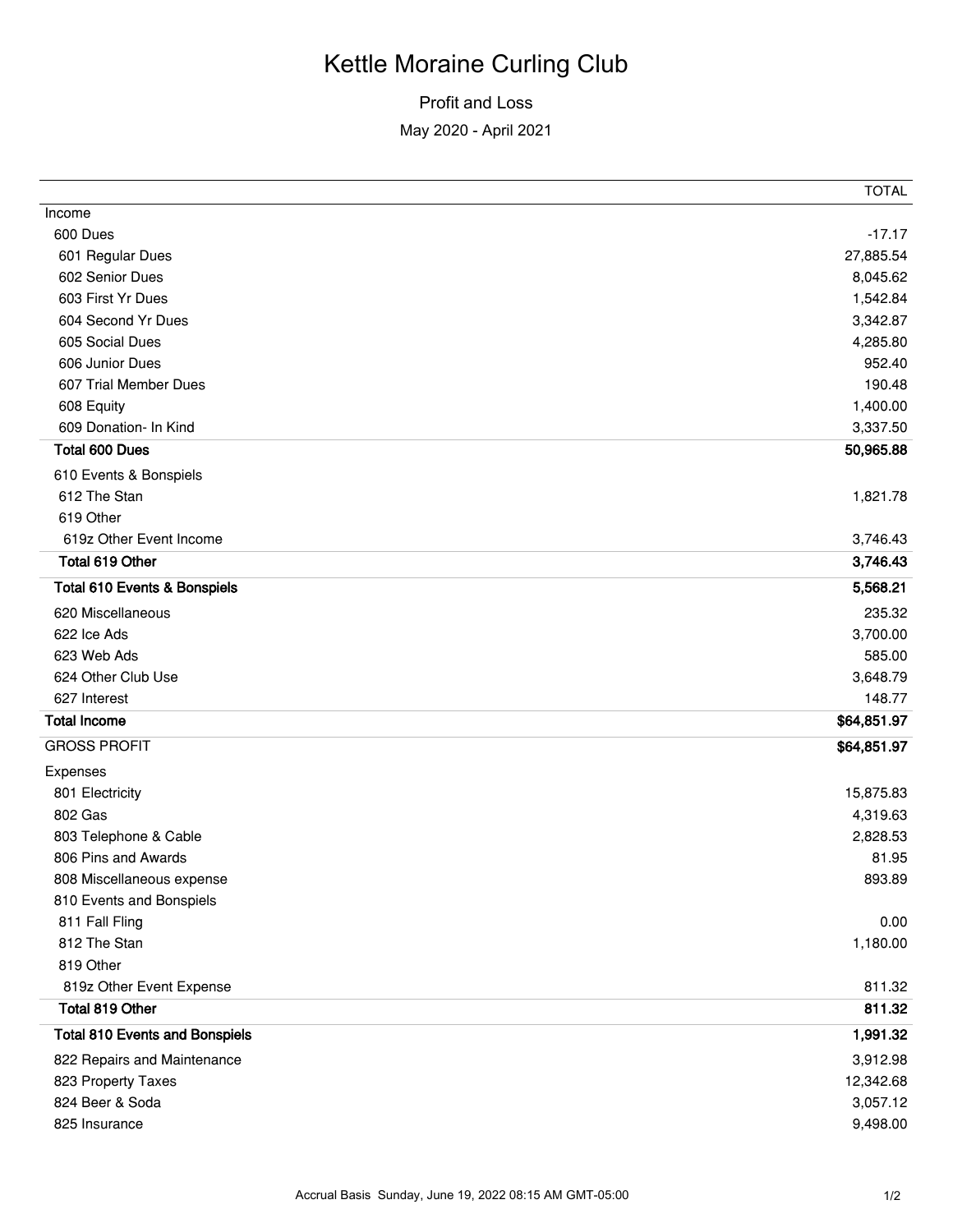# Kettle Moraine Curling Club

## Profit and Loss

May 2020 - April 2021

| | TOTAL |
|---|---|
| Income | |
| 600 Dues | -17.17 |
| 601 Regular Dues | 27,885.54 |
| 602 Senior Dues | 8,045.62 |
| 603 First Yr Dues | 1,542.84 |
| 604 Second Yr Dues | 3,342.87 |
| 605 Social Dues | 4,285.80 |
| 606 Junior Dues | 952.40 |
| 607 Trial Member Dues | 190.48 |
| 608 Equity | 1,400.00 |
| 609 Donation- In Kind | 3,337.50 |
| **Total 600 Dues** | **50,965.88** |
| 610 Events & Bonspiels | |
| 612 The Stan | 1,821.78 |
| 619 Other | |
| 619z Other Event Income | 3,746.43 |
| **Total 619 Other** | **3,746.43** |
| **Total 610 Events & Bonspiels** | **5,568.21** |
| 620 Miscellaneous | 235.32 |
| 622 Ice Ads | 3,700.00 |
| 623 Web Ads | 585.00 |
| 624 Other Club Use | 3,648.79 |
| 627 Interest | 148.77 |
| **Total Income** | **$64,851.97** |
| GROSS PROFIT | **$64,851.97** |
| Expenses | |
| 801 Electricity | 15,875.83 |
| 802 Gas | 4,319.63 |
| 803 Telephone & Cable | 2,828.53 |
| 806 Pins and Awards | 81.95 |
| 808 Miscellaneous expense | 893.89 |
| 810 Events and Bonspiels | |
| 811 Fall Fling | 0.00 |
| 812 The Stan | 1,180.00 |
| 819 Other | |
| 819z Other Event Expense | 811.32 |
| **Total 819 Other** | **811.32** |
| **Total 810 Events and Bonspiels** | **1,991.32** |
| 822 Repairs and Maintenance | 3,912.98 |
| 823 Property Taxes | 12,342.68 |
| 824 Beer & Soda | 3,057.12 |
| 825 Insurance | 9,498.00 |

Accrual Basis Sunday, June 19, 2022 08:15 AM GMT-05:00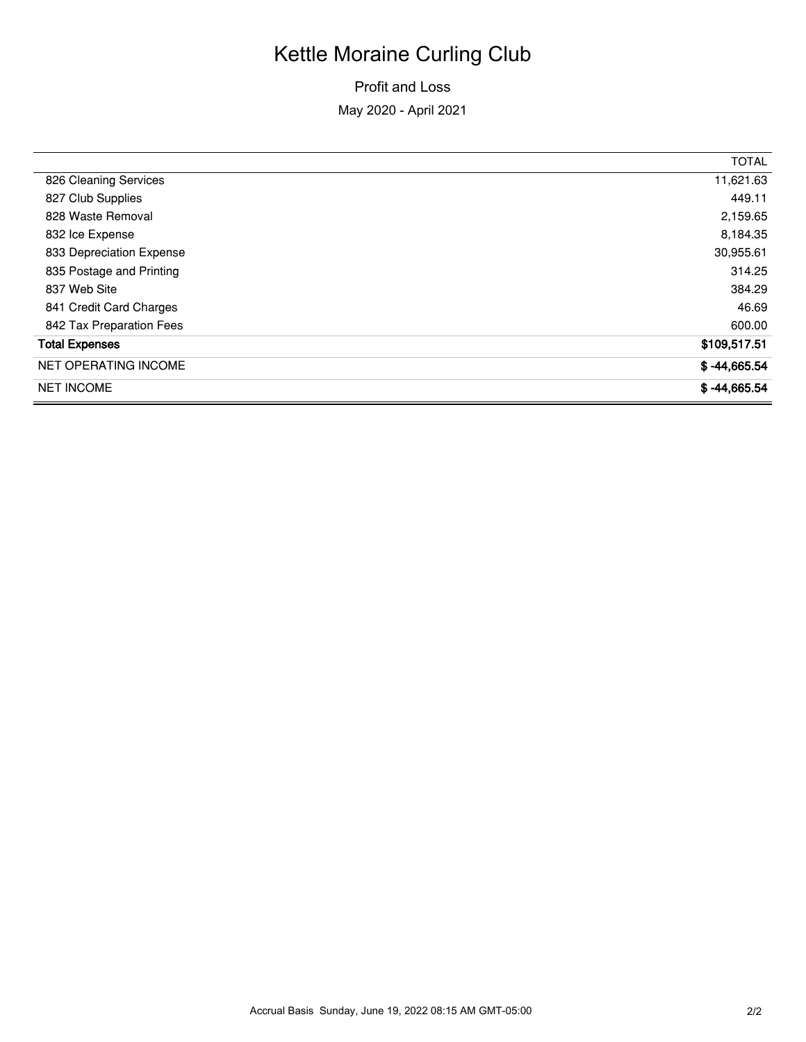# Kettle Moraine Curling Club

Profit and Loss

May 2020 - April 2021

| | TOTAL |
|---|---|
| 826 Cleaning Services | 11,621.63 |
| 827 Club Supplies | 449.11 |
| 828 Waste Removal | 2,159.65 |
| 832 Ice Expense | 8,184.35 |
| 833 Depreciation Expense | 30,955.61 |
| 835 Postage and Printing | 314.25 |
| 837 Web Site | 384.29 |
| 841 Credit Card Charges | 46.69 |
| 842 Tax Preparation Fees | 600.00 |
| **Total Expenses** | **$109,517.51** |
| NET OPERATING INCOME | **$ -44,665.54** |
| NET INCOME | **$ -44,665.54** |

Accrual Basis Sunday, June 19, 2022 08:15 AM GMT-05:00